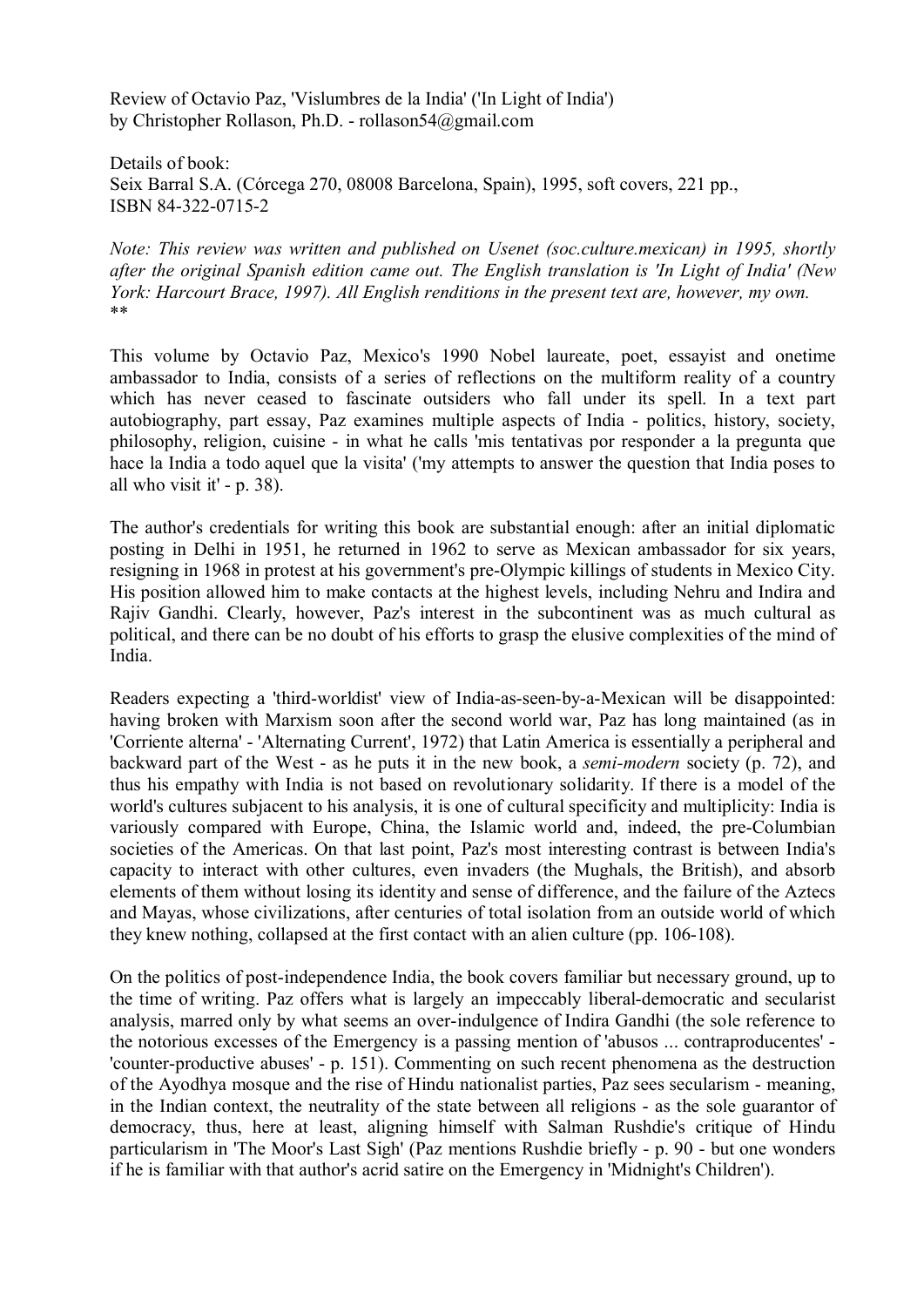Review of Octavio Paz, 'Vislumbres de la India' ('In Light of India')
by Christopher Rollason, Ph.D. - rollason54@gmail.com

Details of book:
Seix Barral S.A. (Córcega 270, 08008 Barcelona, Spain), 1995, soft covers, 221 pp., ISBN 84-322-0715-2

*Note: This review was written and published on Usenet (soc.culture.mexican) in 1995, shortly after the original Spanish edition came out. The English translation is 'In Light of India' (New York: Harcourt Brace, 1997). All English renditions in the present text are, however, my own.*
**

This volume by Octavio Paz, Mexico's 1990 Nobel laureate, poet, essayist and onetime ambassador to India, consists of a series of reflections on the multiform reality of a country which has never ceased to fascinate outsiders who fall under its spell. In a text part autobiography, part essay, Paz examines multiple aspects of India - politics, history, society, philosophy, religion, cuisine - in what he calls 'mis tentativas por responder a la pregunta que hace la India a todo aquel que la visita' ('my attempts to answer the question that India poses to all who visit it' - p. 38).

The author's credentials for writing this book are substantial enough: after an initial diplomatic posting in Delhi in 1951, he returned in 1962 to serve as Mexican ambassador for six years, resigning in 1968 in protest at his government's pre-Olympic killings of students in Mexico City. His position allowed him to make contacts at the highest levels, including Nehru and Indira and Rajiv Gandhi. Clearly, however, Paz's interest in the subcontinent was as much cultural as political, and there can be no doubt of his efforts to grasp the elusive complexities of the mind of India.

Readers expecting a 'third-worldist' view of India-as-seen-by-a-Mexican will be disappointed: having broken with Marxism soon after the second world war, Paz has long maintained (as in 'Corriente alterna' - 'Alternating Current', 1972) that Latin America is essentially a peripheral and backward part of the West - as he puts it in the new book, a *semi-modern* society (p. 72), and thus his empathy with India is not based on revolutionary solidarity. If there is a model of the world's cultures subjacent to his analysis, it is one of cultural specificity and multiplicity: India is variously compared with Europe, China, the Islamic world and, indeed, the pre-Columbian societies of the Americas. On that last point, Paz's most interesting contrast is between India's capacity to interact with other cultures, even invaders (the Mughals, the British), and absorb elements of them without losing its identity and sense of difference, and the failure of the Aztecs and Mayas, whose civilizations, after centuries of total isolation from an outside world of which they knew nothing, collapsed at the first contact with an alien culture (pp. 106-108).

On the politics of post-independence India, the book covers familiar but necessary ground, up to the time of writing. Paz offers what is largely an impeccably liberal-democratic and secularist analysis, marred only by what seems an over-indulgence of Indira Gandhi (the sole reference to the notorious excesses of the Emergency is a passing mention of 'abusos ... contraproducentes' - 'counter-productive abuses' - p. 151). Commenting on such recent phenomena as the destruction of the Ayodhya mosque and the rise of Hindu nationalist parties, Paz sees secularism - meaning, in the Indian context, the neutrality of the state between all religions - as the sole guarantor of democracy, thus, here at least, aligning himself with Salman Rushdie's critique of Hindu particularism in 'The Moor's Last Sigh' (Paz mentions Rushdie briefly - p. 90 - but one wonders if he is familiar with that author's acrid satire on the Emergency in 'Midnight's Children').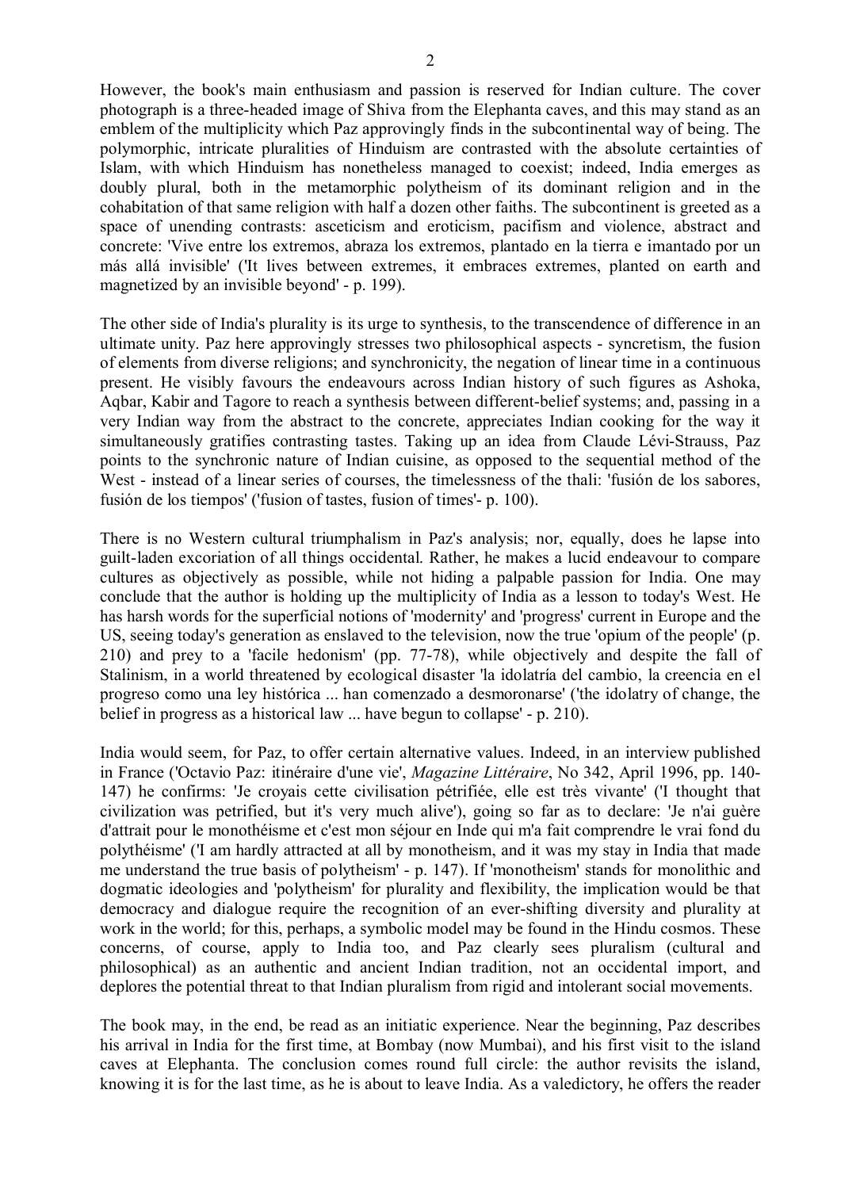However, the book's main enthusiasm and passion is reserved for Indian culture. The cover photograph is a three-headed image of Shiva from the Elephanta caves, and this may stand as an emblem of the multiplicity which Paz approvingly finds in the subcontinental way of being. The polymorphic, intricate pluralities of Hinduism are contrasted with the absolute certainties of Islam, with which Hinduism has nonetheless managed to coexist; indeed, India emerges as doubly plural, both in the metamorphic polytheism of its dominant religion and in the cohabitation of that same religion with half a dozen other faiths. The subcontinent is greeted as a space of unending contrasts: asceticism and eroticism, pacifism and violence, abstract and concrete: 'Vive entre los extremos, abraza los extremos, plantado en la tierra e imantado por un más allá invisible' ('It lives between extremes, it embraces extremes, planted on earth and magnetized by an invisible beyond' - p. 199).

The other side of India's plurality is its urge to synthesis, to the transcendence of difference in an ultimate unity. Paz here approvingly stresses two philosophical aspects - syncretism, the fusion of elements from diverse religions; and synchronicity, the negation of linear time in a continuous present. He visibly favours the endeavours across Indian history of such figures as Ashoka, Aqbar, Kabir and Tagore to reach a synthesis between different-belief systems; and, passing in a very Indian way from the abstract to the concrete, appreciates Indian cooking for the way it simultaneously gratifies contrasting tastes. Taking up an idea from Claude Lévi-Strauss, Paz points to the synchronic nature of Indian cuisine, as opposed to the sequential method of the West - instead of a linear series of courses, the timelessness of the thali: 'fusión de los sabores, fusión de los tiempos' ('fusion of tastes, fusion of times'- p. 100).

There is no Western cultural triumphalism in Paz's analysis; nor, equally, does he lapse into guilt-laden excoriation of all things occidental. Rather, he makes a lucid endeavour to compare cultures as objectively as possible, while not hiding a palpable passion for India. One may conclude that the author is holding up the multiplicity of India as a lesson to today's West. He has harsh words for the superficial notions of 'modernity' and 'progress' current in Europe and the US, seeing today's generation as enslaved to the television, now the true 'opium of the people' (p. 210) and prey to a 'facile hedonism' (pp. 77-78), while objectively and despite the fall of Stalinism, in a world threatened by ecological disaster 'la idolatría del cambio, la creencia en el progreso como una ley histórica ... han comenzado a desmoronarse' ('the idolatry of change, the belief in progress as a historical law ... have begun to collapse' - p. 210).

India would seem, for Paz, to offer certain alternative values. Indeed, in an interview published in France ('Octavio Paz: itinéraire d'une vie', *Magazine Littéraire*, No 342, April 1996, pp. 140-147) he confirms: 'Je croyais cette civilisation pétrifiée, elle est très vivante' ('I thought that civilization was petrified, but it's very much alive'), going so far as to declare: 'Je n'ai guère d'attrait pour le monothéisme et c'est mon séjour en Inde qui m'a fait comprendre le vrai fond du polythéisme' ('I am hardly attracted at all by monotheism, and it was my stay in India that made me understand the true basis of polytheism' - p. 147). If 'monotheism' stands for monolithic and dogmatic ideologies and 'polytheism' for plurality and flexibility, the implication would be that democracy and dialogue require the recognition of an ever-shifting diversity and plurality at work in the world; for this, perhaps, a symbolic model may be found in the Hindu cosmos. These concerns, of course, apply to India too, and Paz clearly sees pluralism (cultural and philosophical) as an authentic and ancient Indian tradition, not an occidental import, and deplores the potential threat to that Indian pluralism from rigid and intolerant social movements.

The book may, in the end, be read as an initiatic experience. Near the beginning, Paz describes his arrival in India for the first time, at Bombay (now Mumbai), and his first visit to the island caves at Elephanta. The conclusion comes round full circle: the author revisits the island, knowing it is for the last time, as he is about to leave India. As a valedictory, he offers the reader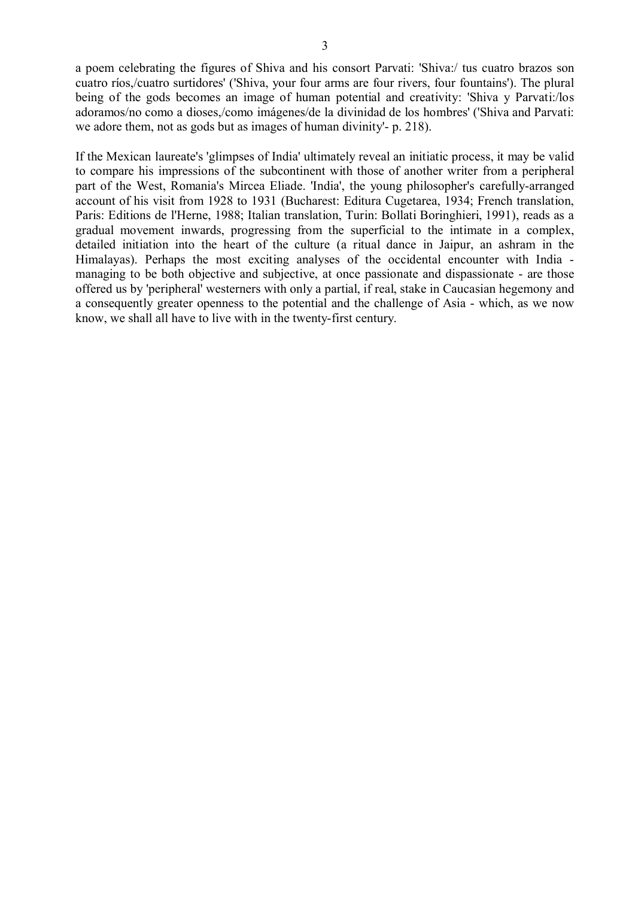a poem celebrating the figures of Shiva and his consort Parvati: 'Shiva:/ tus cuatro brazos son cuatro ríos,/cuatro surtidores' ('Shiva, your four arms are four rivers, four fountains'). The plural being of the gods becomes an image of human potential and creativity: 'Shiva y Parvati:/los adoramos/no como a dioses,/como imágenes/de la divinidad de los hombres' ('Shiva and Parvati: we adore them, not as gods but as images of human divinity'- p. 218).

If the Mexican laureate's 'glimpses of India' ultimately reveal an initiatic process, it may be valid to compare his impressions of the subcontinent with those of another writer from a peripheral part of the West, Romania's Mircea Eliade. 'India', the young philosopher's carefully-arranged account of his visit from 1928 to 1931 (Bucharest: Editura Cugetarea, 1934; French translation, Paris: Editions de l'Herne, 1988; Italian translation, Turin: Bollati Boringhieri, 1991), reads as a gradual movement inwards, progressing from the superficial to the intimate in a complex, detailed initiation into the heart of the culture (a ritual dance in Jaipur, an ashram in the Himalayas). Perhaps the most exciting analyses of the occidental encounter with India - managing to be both objective and subjective, at once passionate and dispassionate - are those offered us by 'peripheral' westerners with only a partial, if real, stake in Caucasian hegemony and a consequently greater openness to the potential and the challenge of Asia - which, as we now know, we shall all have to live with in the twenty-first century.